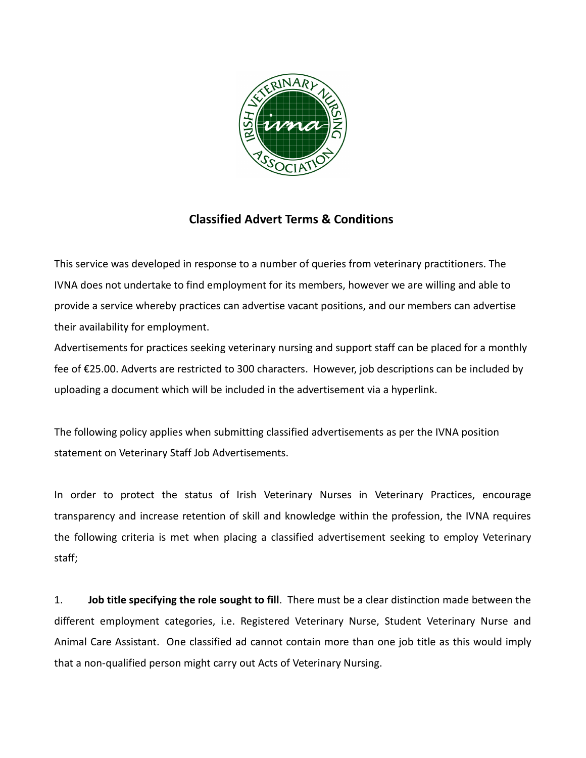## Classified Advert Terms & Conditions

This service was developed in response to a number of queries from veterinary practitioners. The IVNA does not undertake to find employment for its members, however we are willing and able to provide a service whereby practices can advertise vacant positions, and our members can advertise their availability for employment.

Advertisements for practices seeking veterinary nursing and support staff can be placed for a monthly fee of €25.00. Adverts are restricted to 300 characters. However, job descriptions can be included by uploading a document which will be included in the advertisement via a hyperlink.

The following policy applies when submitting classified advertisements as per the IVNA position statement on Veterinary Staff Job Advertisements.

In order to protect the status of Irish Veterinary Nurses in Veterinary Practices, encourage transparency and increase retention of skill and knowledge within the profession, the IVNA requires the following criteria is met when placing a classified advertisement seeking to employ Veterinary staff;

1. **Job title specifying the role sought to fill**. There must be a clear distinction made between the different employment categories, i.e. Registered Veterinary Nurse, Student Veterinary Nurse and Animal Care Assistant. One classified ad cannot contain more than one job title as this would imply that a non-qualified person might carry out Acts of Veterinary Nursing.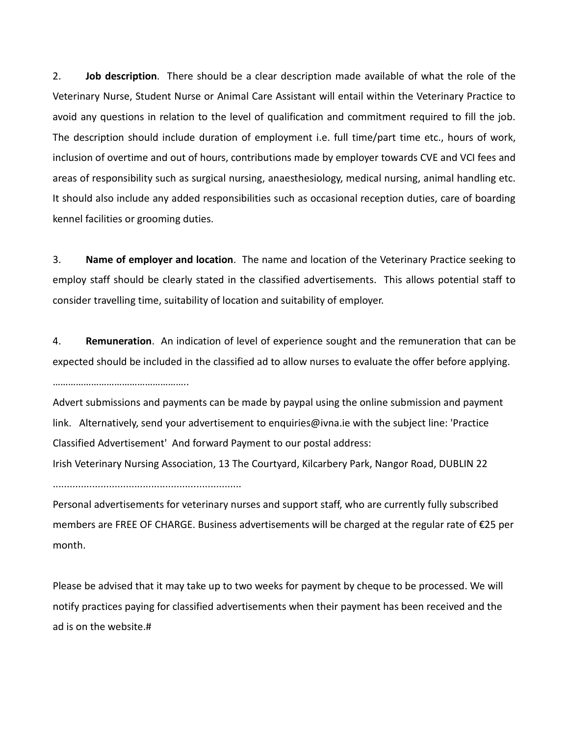2. **Job description**. There should be a clear description made available of what the role of the Veterinary Nurse, Student Nurse or Animal Care Assistant will entail within the Veterinary Practice to avoid any questions in relation to the level of qualification and commitment required to fill the job. The description should include duration of employment i.e. full time/part time etc., hours of work, inclusion of overtime and out of hours, contributions made by employer towards CVE and VCI fees and areas of responsibility such as surgical nursing, anaesthesiology, medical nursing, animal handling etc. It should also include any added responsibilities such as occasional reception duties, care of boarding kennel facilities or grooming duties.

3. **Name of employer and location**. The name and location of the Veterinary Practice seeking to employ staff should be clearly stated in the classified advertisements. This allows potential staff to consider travelling time, suitability of location and suitability of employer.

4. **Remuneration**. An indication of level of experience sought and the remuneration that can be expected should be included in the classified ad to allow nurses to evaluate the offer before applying.

……………………………………………..

Advert submissions and payments can be made by paypal using the online submission and payment link. Alternatively, send your advertisement to enquiries@ivna.ie with the subject line: 'Practice Classified Advertisement' And forward Payment to our postal address:

Irish Veterinary Nursing Association, 13 The Courtyard, Kilcarbery Park, Nangor Road, DUBLIN 22

..................................................................

Personal advertisements for veterinary nurses and support staff, who are currently fully subscribed members are FREE OF CHARGE. Business advertisements will be charged at the regular rate of €25 per month.

Please be advised that it may take up to two weeks for payment by cheque to be processed. We will notify practices paying for classified advertisements when their payment has been received and the ad is on the website.#